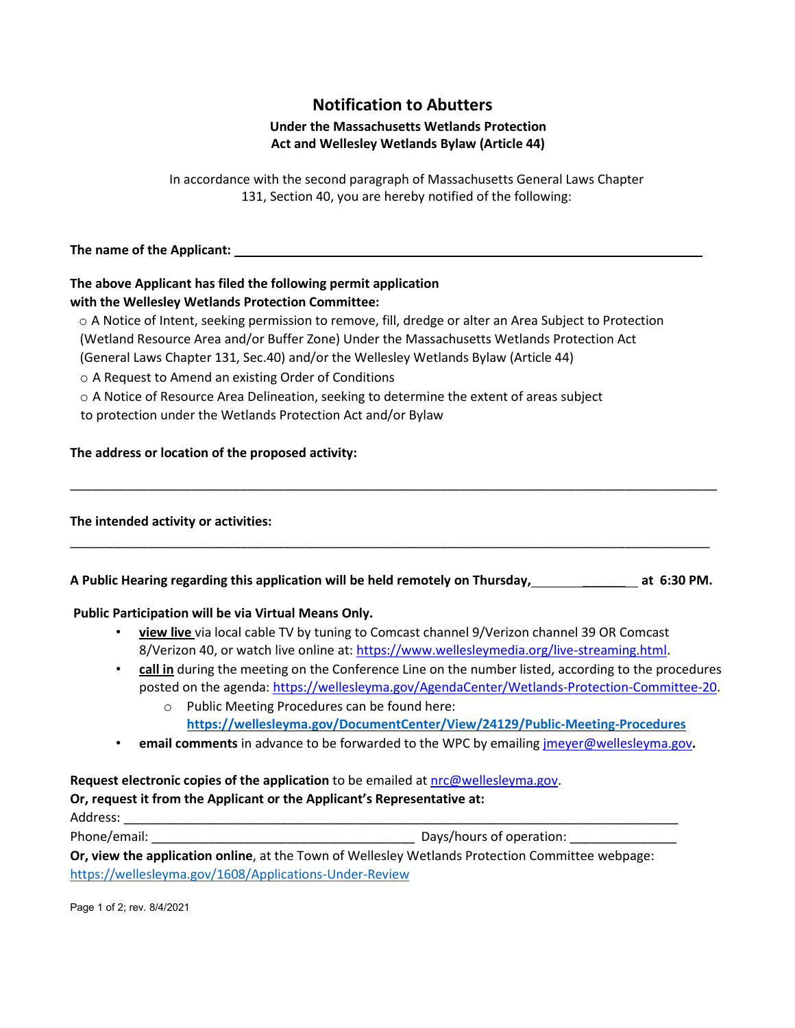# Notification to Abutters

### Under the Massachusetts Wetlands Protection Act and Wellesley Wetlands Bylaw (Article 44)

In accordance with the second paragraph of Massachusetts General Laws Chapter 131, Section 40, you are hereby notified of the following:

**The name of the Applicant:** ________________________________________________

**The above Applicant has filed the following permit application with the Wellesley Wetlands Protection Committee:**

○ A Notice of Intent, seeking permission to remove, fill, dredge or alter an Area Subject to Protection (Wetland Resource Area and/or Buffer Zone) Under the Massachusetts Wetlands Protection Act (General Laws Chapter 131, Sec.40) and/or the Wellesley Wetlands Bylaw (Article 44)

○ A Request to Amend an existing Order of Conditions

○ A Notice of Resource Area Delineation, seeking to determine the extent of areas subject to protection under the Wetlands Protection Act and/or Bylaw

**The address or location of the proposed activity:**

________________________________________________________________________________

**The intended activity or activities:**

________________________________________________________________________________

**A Public Hearing regarding this application will be held remotely on Thursday,** ______________ **at 6:30 PM.**

**Public Participation will be via Virtual Means Only.**

- **view live** via local cable TV by tuning to Comcast channel 9/Verizon channel 39 OR Comcast 8/Verizon 40, or watch live online at: https://www.wellesleymedia.org/live-streaming.html.
- **call in** during the meeting on the Conference Line on the number listed, according to the procedures posted on the agenda: https://wellesleyma.gov/AgendaCenter/Wetlands-Protection-Committee-20.
  - Public Meeting Procedures can be found here: **https://wellesleyma.gov/DocumentCenter/View/24129/Public-Meeting-Procedures**
- **email comments** in advance to be forwarded to the WPC by emailing jmeyer@wellesleyma.gov**.**

**Request electronic copies of the application** to be emailed at nrc@wellesleyma.gov.

**Or, request it from the Applicant or the Applicant's Representative at:**

Address: ________________________________________________________________________

Phone/email: ____________________________________ Days/hours of operation: _______________

**Or, view the application online**, at the Town of Wellesley Wetlands Protection Committee webpage: https://wellesleyma.gov/1608/Applications-Under-Review

rev. 8/4/2021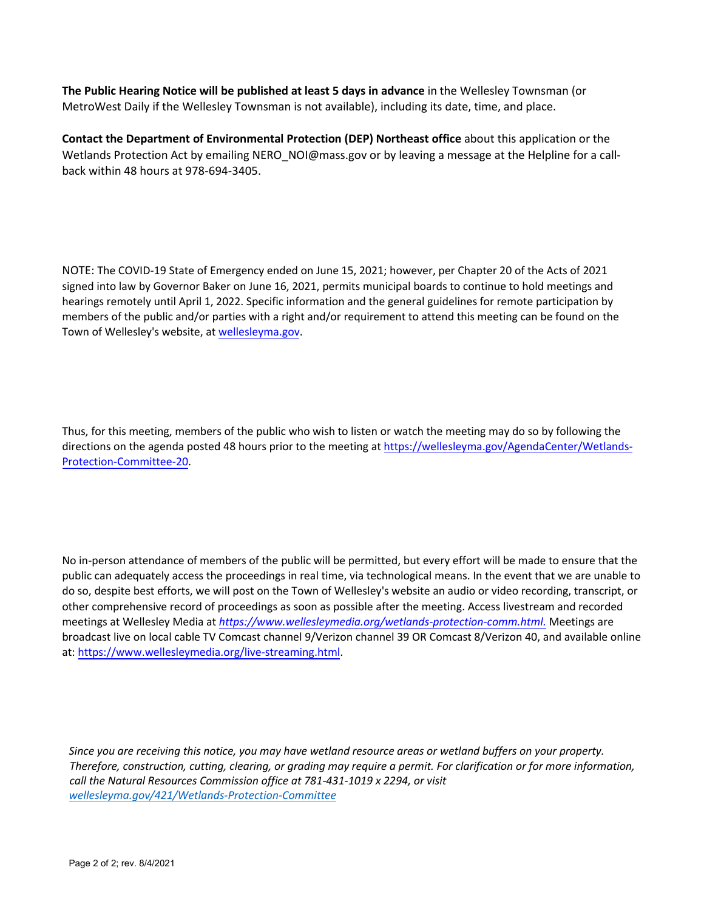**The Public Hearing Notice will be published at least 5 days in advance** in the Wellesley Townsman (or MetroWest Daily if the Wellesley Townsman is not available), including its date, time, and place.

**Contact the Department of Environmental Protection (DEP) Northeast office** about this application or the Wetlands Protection Act by emailing NERO_NOI@mass.gov or by leaving a message at the Helpline for a call-back within 48 hours at 978-694-3405.

NOTE: The COVID-19 State of Emergency ended on June 15, 2021; however, per Chapter 20 of the Acts of 2021 signed into law by Governor Baker on June 16, 2021, permits municipal boards to continue to hold meetings and hearings remotely until April 1, 2022. Specific information and the general guidelines for remote participation by members of the public and/or parties with a right and/or requirement to attend this meeting can be found on the Town of Wellesley's website, at wellesleyma.gov.

Thus, for this meeting, members of the public who wish to listen or watch the meeting may do so by following the directions on the agenda posted 48 hours prior to the meeting at https://wellesleyma.gov/AgendaCenter/Wetlands-Protection-Committee-20.

No in-person attendance of members of the public will be permitted, but every effort will be made to ensure that the public can adequately access the proceedings in real time, via technological means. In the event that we are unable to do so, despite best efforts, we will post on the Town of Wellesley's website an audio or video recording, transcript, or other comprehensive record of proceedings as soon as possible after the meeting. Access livestream and recorded meetings at Wellesley Media at *https://www.wellesleymedia.org/wetlands-protection-comm.html.* Meetings are broadcast live on local cable TV Comcast channel 9/Verizon channel 39 OR Comcast 8/Verizon 40, and available online at: https://www.wellesleymedia.org/live-streaming.html.

*Since you are receiving this notice, you may have wetland resource areas or wetland buffers on your property. Therefore, construction, cutting, clearing, or grading may require a permit. For clarification or for more information, call the Natural Resources Commission office at 781-431-1019 x 2294, or visit wellesleyma.gov/421/Wetlands-Protection-Committee*

rev. 8/4/2021